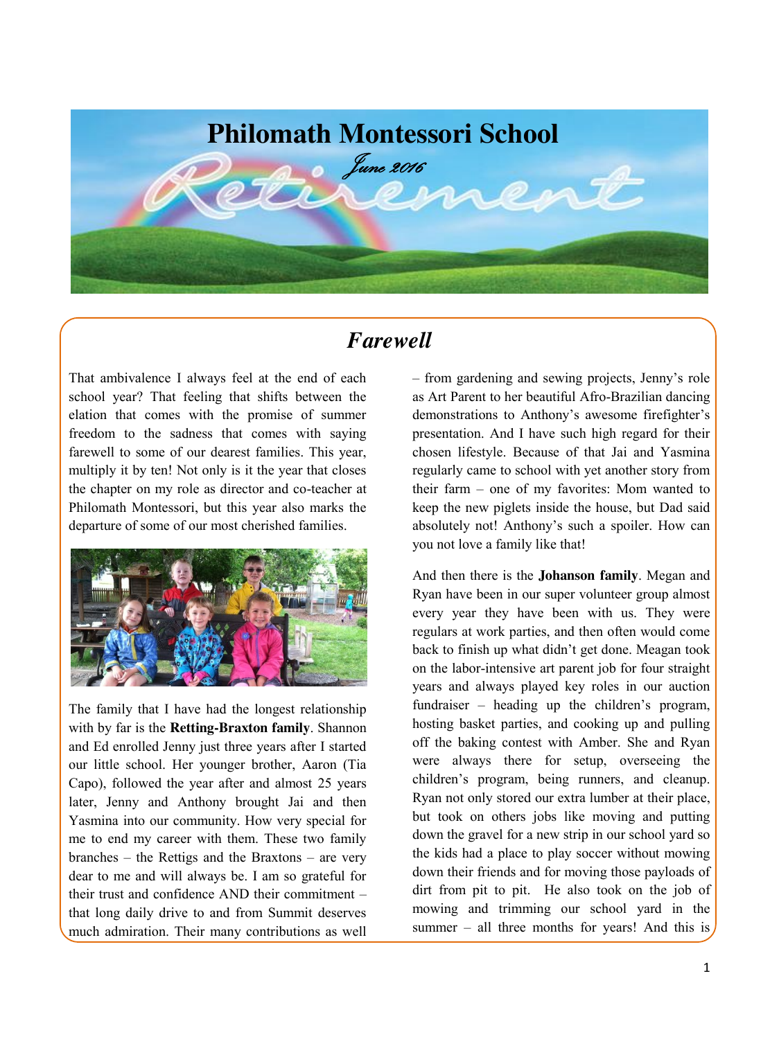# Philomath Montessori School

*June 2016*

Retirement

## *Farewell*

That ambivalence I always feel at the end of each school year? That feeling that shifts between the elation that comes with the promise of summer freedom to the sadness that comes with saying farewell to some of our dearest families. This year, multiply it by ten! Not only is it the year that closes the chapter on my role as director and co-teacher at Philomath Montessori, but this year also marks the departure of some of our most cherished families.

The family that I have had the longest relationship with by far is the **Retting-Braxton family**. Shannon and Ed enrolled Jenny just three years after I started our little school. Her younger brother, Aaron (Tia Capo), followed the year after and almost 25 years later, Jenny and Anthony brought Jai and then Yasmina into our community. How very special for me to end my career with them. These two family branches – the Rettigs and the Braxtons – are very dear to me and will always be. I am so grateful for their trust and confidence AND their commitment – that long daily drive to and from Summit deserves much admiration. Their many contributions as well – from gardening and sewing projects, Jenny's role as Art Parent to her beautiful Afro-Brazilian dancing demonstrations to Anthony's awesome firefighter's presentation. And I have such high regard for their chosen lifestyle. Because of that Jai and Yasmina regularly came to school with yet another story from their farm – one of my favorites: Mom wanted to keep the new piglets inside the house, but Dad said absolutely not! Anthony's such a spoiler. How can you not love a family like that!

And then there is the **Johanson family**. Megan and Ryan have been in our super volunteer group almost every year they have been with us. They were regulars at work parties, and then often would come back to finish up what didn't get done. Meagan took on the labor-intensive art parent job for four straight years and always played key roles in our auction fundraiser – heading up the children's program, hosting basket parties, and cooking up and pulling off the baking contest with Amber. She and Ryan were always there for setup, overseeing the children's program, being runners, and cleanup. Ryan not only stored our extra lumber at their place, but took on others jobs like moving and putting down the gravel for a new strip in our school yard so the kids had a place to play soccer without mowing down their friends and for moving those payloads of dirt from pit to pit. He also took on the job of mowing and trimming our school yard in the summer – all three months for years! And this is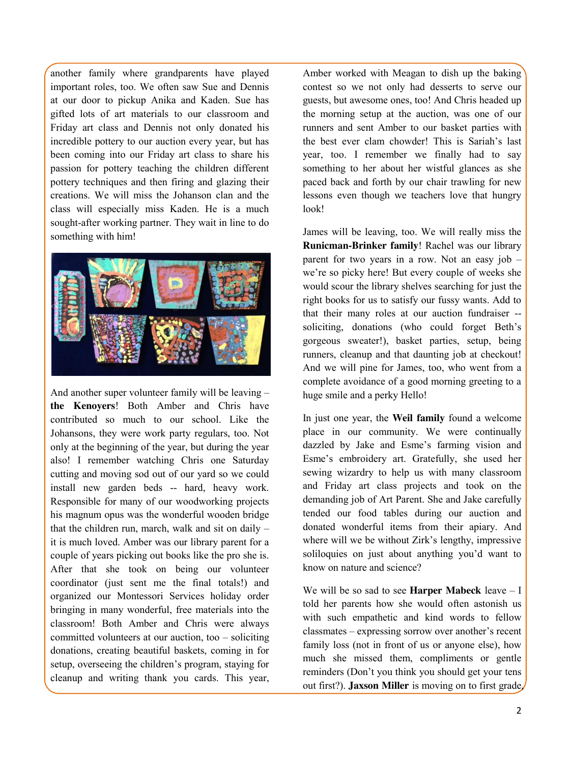another family where grandparents have played important roles, too. We often saw Sue and Dennis at our door to pickup Anika and Kaden. Sue has gifted lots of art materials to our classroom and Friday art class and Dennis not only donated his incredible pottery to our auction every year, but has been coming into our Friday art class to share his passion for pottery teaching the children different pottery techniques and then firing and glazing their creations. We will miss the Johanson clan and the class will especially miss Kaden. He is a much sought-after working partner. They wait in line to do something with him!

And another super volunteer family will be leaving – **the Kenoyers**! Both Amber and Chris have contributed so much to our school. Like the Johansons, they were work party regulars, too. Not only at the beginning of the year, but during the year also! I remember watching Chris one Saturday cutting and moving sod out of our yard so we could install new garden beds -- hard, heavy work. Responsible for many of our woodworking projects his magnum opus was the wonderful wooden bridge that the children run, march, walk and sit on daily – it is much loved. Amber was our library parent for a couple of years picking out books like the pro she is. After that she took on being our volunteer coordinator (just sent me the final totals!) and organized our Montessori Services holiday order bringing in many wonderful, free materials into the classroom! Both Amber and Chris were always committed volunteers at our auction, too – soliciting donations, creating beautiful baskets, coming in for setup, overseeing the children's program, staying for cleanup and writing thank you cards. This year, Amber worked with Meagan to dish up the baking contest so we not only had desserts to serve our guests, but awesome ones, too! And Chris headed up the morning setup at the auction, was one of our runners and sent Amber to our basket parties with the best ever clam chowder! This is Sariah's last year, too. I remember we finally had to say something to her about her wistful glances as she paced back and forth by our chair trawling for new lessons even though we teachers love that hungry look!

James will be leaving, too. We will really miss the **Runicman-Brinker family**! Rachel was our library parent for two years in a row. Not an easy job – we're so picky here! But every couple of weeks she would scour the library shelves searching for just the right books for us to satisfy our fussy wants. Add to that their many roles at our auction fundraiser -- soliciting, donations (who could forget Beth's gorgeous sweater!), basket parties, setup, being runners, cleanup and that daunting job at checkout! And we will pine for James, too, who went from a complete avoidance of a good morning greeting to a huge smile and a perky Hello!

In just one year, the **Weil family** found a welcome place in our community. We were continually dazzled by Jake and Esme's farming vision and Esme's embroidery art. Gratefully, she used her sewing wizardry to help us with many classroom and Friday art class projects and took on the demanding job of Art Parent. She and Jake carefully tended our food tables during our auction and donated wonderful items from their apiary. And where will we be without Zirk's lengthy, impressive soliloquies on just about anything you'd want to know on nature and science?

We will be so sad to see **Harper Mabeck** leave – I told her parents how she would often astonish us with such empathetic and kind words to fellow classmates – expressing sorrow over another's recent family loss (not in front of us or anyone else), how much she missed them, compliments or gentle reminders (Don't you think you should get your tens out first?). **Jaxson Miller** is moving on to first grade,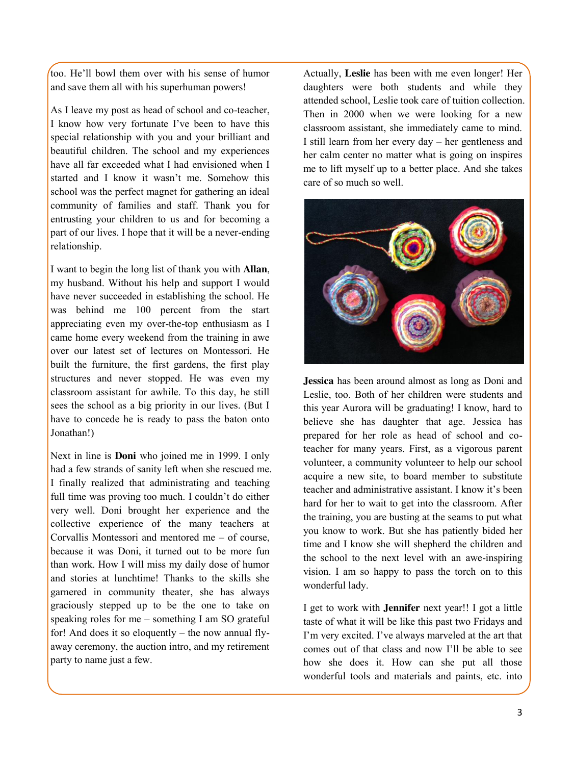too. He'll bowl them over with his sense of humor and save them all with his superhuman powers!

As I leave my post as head of school and co-teacher, I know how very fortunate I've been to have this special relationship with you and your brilliant and beautiful children. The school and my experiences have all far exceeded what I had envisioned when I started and I know it wasn't me. Somehow this school was the perfect magnet for gathering an ideal community of families and staff. Thank you for entrusting your children to us and for becoming a part of our lives. I hope that it will be a never-ending relationship.

I want to begin the long list of thank you with **Allan**, my husband. Without his help and support I would have never succeeded in establishing the school. He was behind me 100 percent from the start appreciating even my over-the-top enthusiasm as I came home every weekend from the training in awe over our latest set of lectures on Montessori. He built the furniture, the first gardens, the first play structures and never stopped. He was even my classroom assistant for awhile. To this day, he still sees the school as a big priority in our lives. (But I have to concede he is ready to pass the baton onto Jonathan!)

Next in line is **Doni** who joined me in 1999. I only had a few strands of sanity left when she rescued me. I finally realized that administrating and teaching full time was proving too much. I couldn't do either very well. Doni brought her experience and the collective experience of the many teachers at Corvallis Montessori and mentored me – of course, because it was Doni, it turned out to be more fun than work. How I will miss my daily dose of humor and stories at lunchtime! Thanks to the skills she garnered in community theater, she has always graciously stepped up to be the one to take on speaking roles for me – something I am SO grateful for! And does it so eloquently – the now annual fly-away ceremony, the auction intro, and my retirement party to name just a few.

Actually, **Leslie** has been with me even longer! Her daughters were both students and while they attended school, Leslie took care of tuition collection. Then in 2000 when we were looking for a new classroom assistant, she immediately came to mind. I still learn from her every day – her gentleness and her calm center no matter what is going on inspires me to lift myself up to a better place. And she takes care of so much so well.

**Jessica** has been around almost as long as Doni and Leslie, too. Both of her children were students and this year Aurora will be graduating! I know, hard to believe she has daughter that age. Jessica has prepared for her role as head of school and co-teacher for many years. First, as a vigorous parent volunteer, a community volunteer to help our school acquire a new site, to board member to substitute teacher and administrative assistant. I know it's been hard for her to wait to get into the classroom. After the training, you are busting at the seams to put what you know to work. But she has patiently bided her time and I know she will shepherd the children and the school to the next level with an awe-inspiring vision. I am so happy to pass the torch on to this wonderful lady.

I get to work with **Jennifer** next year!! I got a little taste of what it will be like this past two Fridays and I'm very excited. I've always marveled at the art that comes out of that class and now I'll be able to see how she does it. How can she put all those wonderful tools and materials and paints, etc. into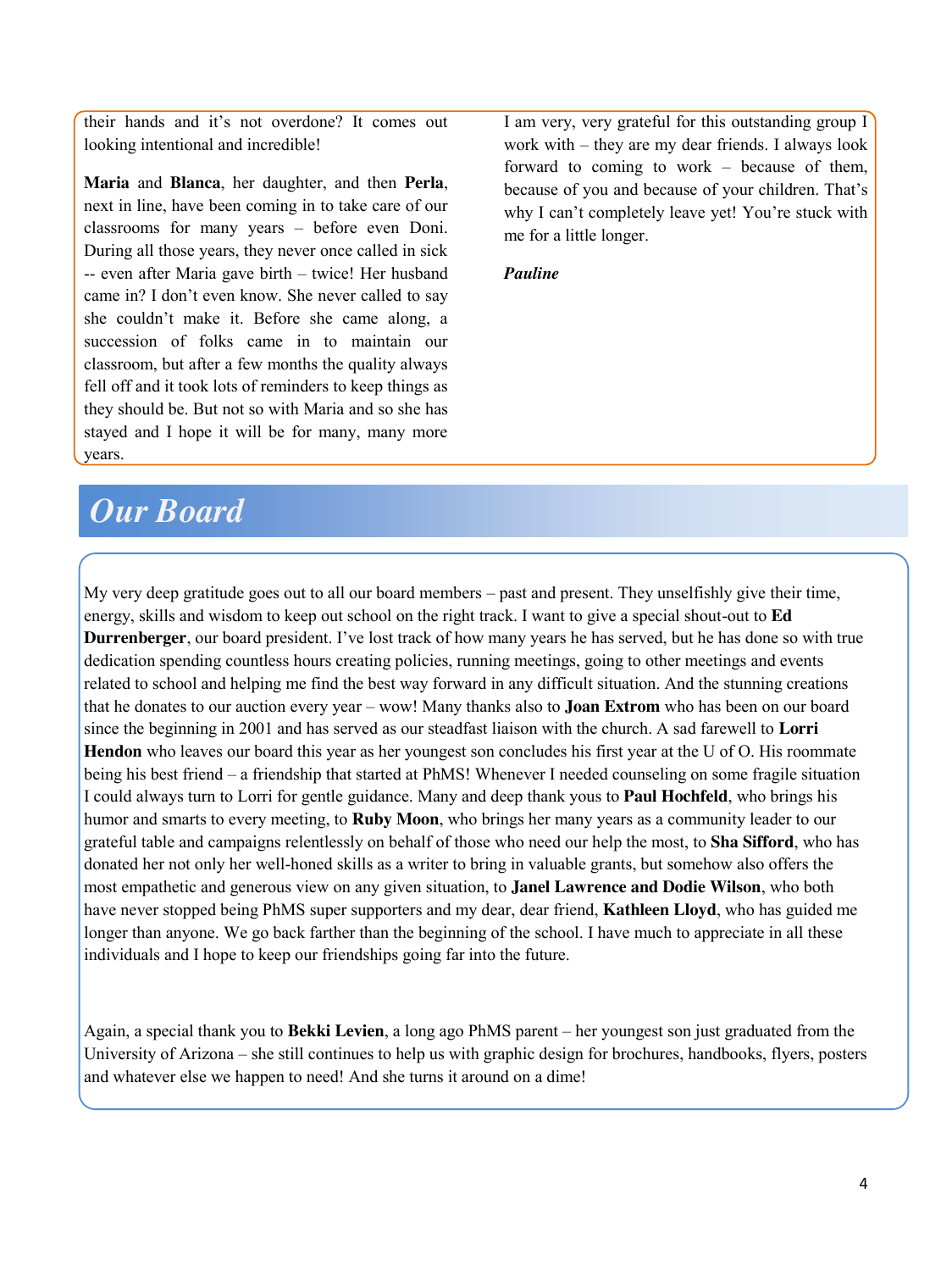their hands and it's not overdone? It comes out looking intentional and incredible!

**Maria** and **Blanca**, her daughter, and then **Perla**, next in line, have been coming in to take care of our classrooms for many years – before even Doni. During all those years, they never once called in sick -- even after Maria gave birth – twice! Her husband came in? I don't even know. She never called to say she couldn't make it. Before she came along, a succession of folks came in to maintain our classroom, but after a few months the quality always fell off and it took lots of reminders to keep things as they should be. But not so with Maria and so she has stayed and I hope it will be for many, many more years.

I am very, very grateful for this outstanding group I work with – they are my dear friends. I always look forward to coming to work – because of them, because of you and because of your children. That's why I can't completely leave yet! You're stuck with me for a little longer.

***Pauline***

# Our Board

My very deep gratitude goes out to all our board members – past and present. They unselfishly give their time, energy, skills and wisdom to keep out school on the right track. I want to give a special shout-out to **Ed Durrenberger**, our board president. I've lost track of how many years he has served, but he has done so with true dedication spending countless hours creating policies, running meetings, going to other meetings and events related to school and helping me find the best way forward in any difficult situation. And the stunning creations that he donates to our auction every year – wow! Many thanks also to **Joan Extrom** who has been on our board since the beginning in 2001 and has served as our steadfast liaison with the church. A sad farewell to **Lorri Hendon** who leaves our board this year as her youngest son concludes his first year at the U of O. His roommate being his best friend – a friendship that started at PhMS! Whenever I needed counseling on some fragile situation I could always turn to Lorri for gentle guidance. Many and deep thank yous to **Paul Hochfeld**, who brings his humor and smarts to every meeting, to **Ruby Moon**, who brings her many years as a community leader to our grateful table and campaigns relentlessly on behalf of those who need our help the most, to **Sha Sifford**, who has donated her not only her well-honed skills as a writer to bring in valuable grants, but somehow also offers the most empathetic and generous view on any given situation, to **Janel Lawrence and Dodie Wilson**, who both have never stopped being PhMS super supporters and my dear, dear friend, **Kathleen Lloyd**, who has guided me longer than anyone. We go back farther than the beginning of the school. I have much to appreciate in all these individuals and I hope to keep our friendships going far into the future.

Again, a special thank you to **Bekki Levien**, a long ago PhMS parent – her youngest son just graduated from the University of Arizona – she still continues to help us with graphic design for brochures, handbooks, flyers, posters and whatever else we happen to need! And she turns it around on a dime!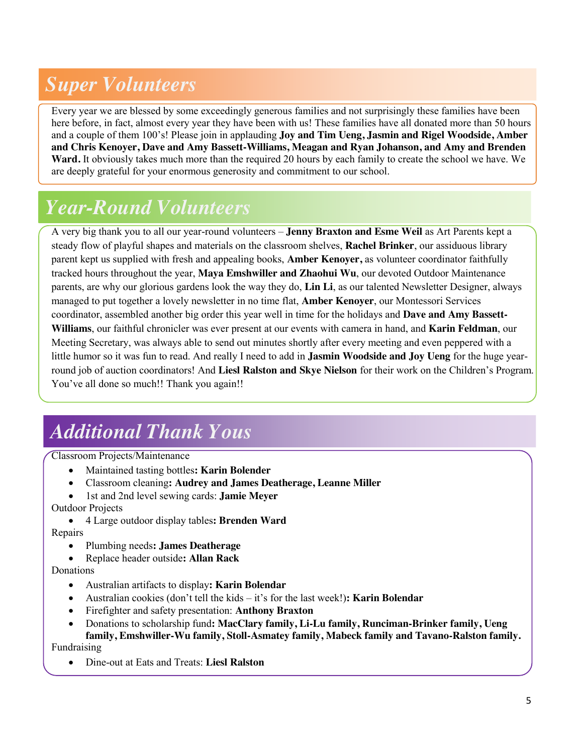## *Super Volunteers*

Every year we are blessed by some exceedingly generous families and not surprisingly these families have been here before, in fact, almost every year they have been with us! These families have all donated more than 50 hours and a couple of them 100's! Please join in applauding **Joy and Tim Ueng, Jasmin and Rigel Woodside, Amber and Chris Kenoyer, Dave and Amy Bassett-Williams, Meagan and Ryan Johanson, and Amy and Brenden Ward.** It obviously takes much more than the required 20 hours by each family to create the school we have. We are deeply grateful for your enormous generosity and commitment to our school.

## *Year-Round Volunteers*

A very big thank you to all our year-round volunteers – **Jenny Braxton and Esme Weil** as Art Parents kept a steady flow of playful shapes and materials on the classroom shelves, **Rachel Brinker**, our assiduous library parent kept us supplied with fresh and appealing books, **Amber Kenoyer,** as volunteer coordinator faithfully tracked hours throughout the year, **Maya Emshwiller and Zhaohui Wu**, our devoted Outdoor Maintenance parents, are why our glorious gardens look the way they do, **Lin Li**, as our talented Newsletter Designer, always managed to put together a lovely newsletter in no time flat, **Amber Kenoyer**, our Montessori Services coordinator, assembled another big order this year well in time for the holidays and **Dave and Amy Bassett-Williams**, our faithful chronicler was ever present at our events with camera in hand, and **Karin Feldman**, our Meeting Secretary, was always able to send out minutes shortly after every meeting and even peppered with a little humor so it was fun to read. And really I need to add in **Jasmin Woodside and Joy Ueng** for the huge year-round job of auction coordinators! And **Liesl Ralston and Skye Nielson** for their work on the Children's Program. You've all done so much!! Thank you again!!

## *Additional Thank Yous*

Classroom Projects/Maintenance

- Maintained tasting bottles**: Karin Bolender**
- Classroom cleaning**: Audrey and James Deatherage, Leanne Miller**
- 1st and 2nd level sewing cards: **Jamie Meyer**

Outdoor Projects

- 4 Large outdoor display tables**: Brenden Ward**

Repairs

- Plumbing needs**: James Deatherage**
- Replace header outside**: Allan Rack**

Donations

- Australian artifacts to display**: Karin Bolendar**
- Australian cookies (don't tell the kids – it's for the last week!)**: Karin Bolendar**
- Firefighter and safety presentation: **Anthony Braxton**
- Donations to scholarship fund**: MacClary family, Li-Lu family, Runciman-Brinker family, Ueng family, Emshwiller-Wu family, Stoll-Asmatey family, Mabeck family and Tavano-Ralston family.**

Fundraising

- Dine-out at Eats and Treats: **Liesl Ralston**